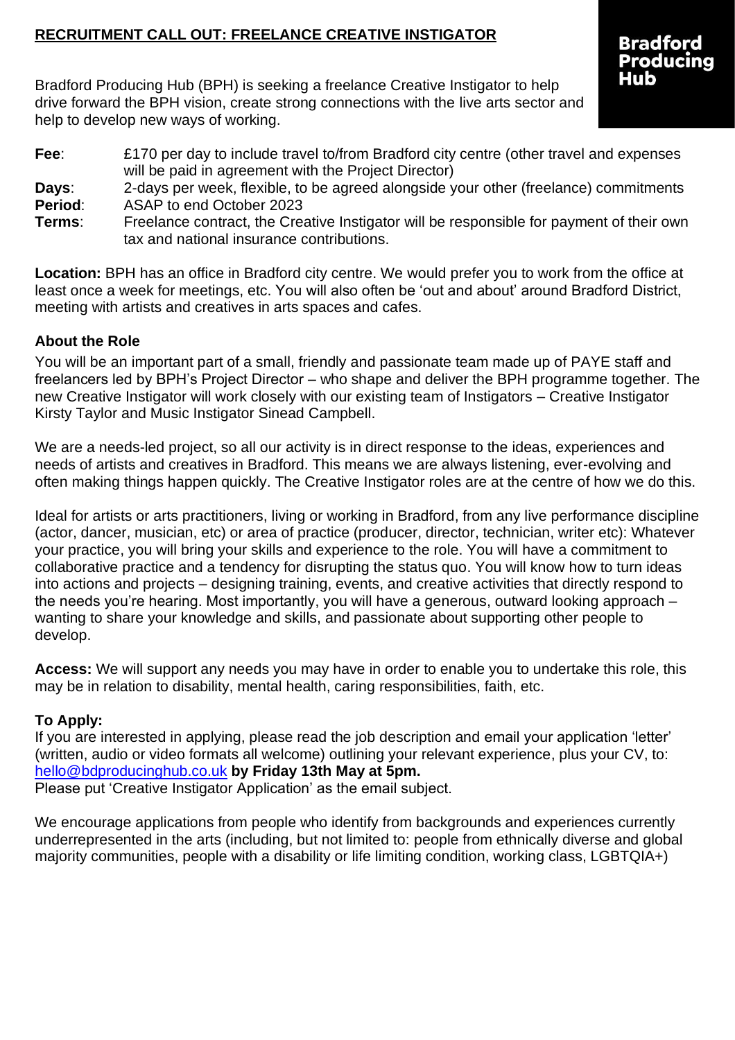# RECRUITMENT CALL OUT: FREELANCE CREATIVE INSTIGATOR

**Bradford Producing Hub**

Bradford Producing Hub (BPH) is seeking a freelance Creative Instigator to help drive forward the BPH vision, create strong connections with the live arts sector and help to develop new ways of working.

**Fee**: £170 per day to include travel to/from Bradford city centre (other travel and expenses will be paid in agreement with the Project Director)

**Days**: 2-days per week, flexible, to be agreed alongside your other (freelance) commitments

**Period**: ASAP to end October 2023

**Terms**: Freelance contract, the Creative Instigator will be responsible for payment of their own tax and national insurance contributions.

**Location:** BPH has an office in Bradford city centre. We would prefer you to work from the office at least once a week for meetings, etc. You will also often be 'out and about' around Bradford District, meeting with artists and creatives in arts spaces and cafes.

## About the Role

You will be an important part of a small, friendly and passionate team made up of PAYE staff and freelancers led by BPH's Project Director – who shape and deliver the BPH programme together. The new Creative Instigator will work closely with our existing team of Instigators – Creative Instigator Kirsty Taylor and Music Instigator Sinead Campbell.

We are a needs-led project, so all our activity is in direct response to the ideas, experiences and needs of artists and creatives in Bradford. This means we are always listening, ever-evolving and often making things happen quickly. The Creative Instigator roles are at the centre of how we do this.

Ideal for artists or arts practitioners, living or working in Bradford, from any live performance discipline (actor, dancer, musician, etc) or area of practice (producer, director, technician, writer etc): Whatever your practice, you will bring your skills and experience to the role. You will have a commitment to collaborative practice and a tendency for disrupting the status quo. You will know how to turn ideas into actions and projects – designing training, events, and creative activities that directly respond to the needs you're hearing. Most importantly, you will have a generous, outward looking approach – wanting to share your knowledge and skills, and passionate about supporting other people to develop.

**Access:** We will support any needs you may have in order to enable you to undertake this role, this may be in relation to disability, mental health, caring responsibilities, faith, etc.

## To Apply:

If you are interested in applying, please read the job description and email your application 'letter' (written, audio or video formats all welcome) outlining your relevant experience, plus your CV, to: hello@bdproducinghub.co.uk **by Friday 13th May at 5pm.**
Please put 'Creative Instigator Application' as the email subject.

We encourage applications from people who identify from backgrounds and experiences currently underrepresented in the arts (including, but not limited to: people from ethnically diverse and global majority communities, people with a disability or life limiting condition, working class, LGBTQIA+)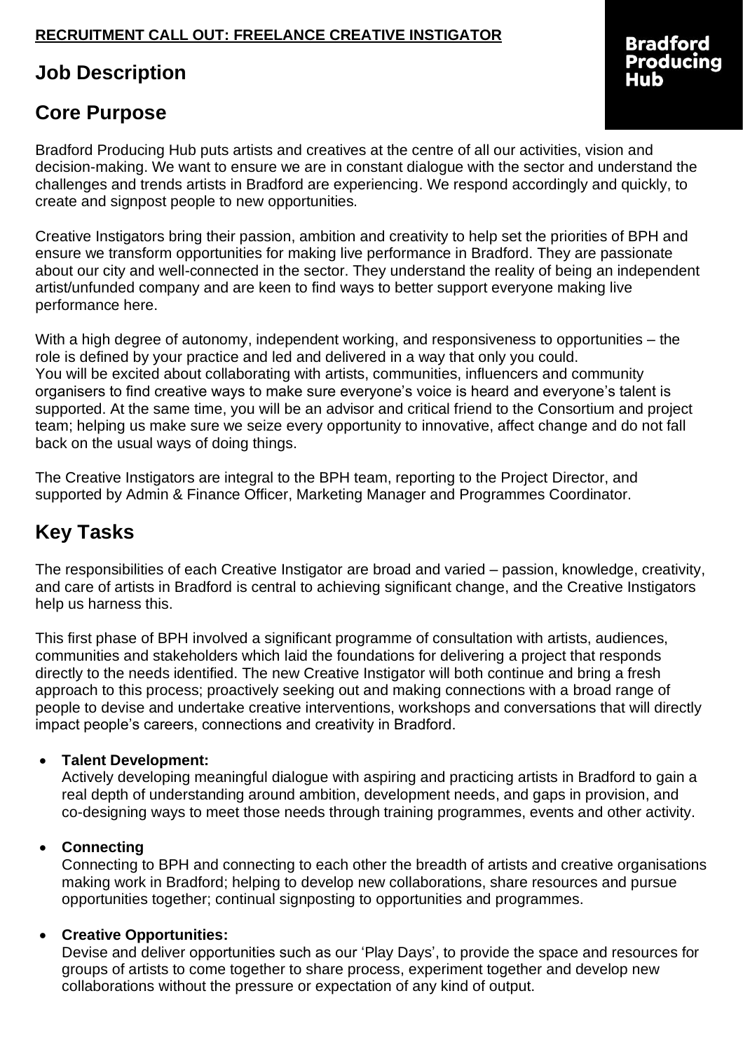**RECRUITMENT CALL OUT: FREELANCE CREATIVE INSTIGATOR**

**Bradford Producing Hub**

## Job Description

## Core Purpose

Bradford Producing Hub puts artists and creatives at the centre of all our activities, vision and decision-making. We want to ensure we are in constant dialogue with the sector and understand the challenges and trends artists in Bradford are experiencing. We respond accordingly and quickly, to create and signpost people to new opportunities.

Creative Instigators bring their passion, ambition and creativity to help set the priorities of BPH and ensure we transform opportunities for making live performance in Bradford. They are passionate about our city and well-connected in the sector. They understand the reality of being an independent artist/unfunded company and are keen to find ways to better support everyone making live performance here.

With a high degree of autonomy, independent working, and responsiveness to opportunities – the role is defined by your practice and led and delivered in a way that only you could.
You will be excited about collaborating with artists, communities, influencers and community organisers to find creative ways to make sure everyone's voice is heard and everyone's talent is supported. At the same time, you will be an advisor and critical friend to the Consortium and project team; helping us make sure we seize every opportunity to innovative, affect change and do not fall back on the usual ways of doing things.

The Creative Instigators are integral to the BPH team, reporting to the Project Director, and supported by Admin & Finance Officer, Marketing Manager and Programmes Coordinator.

## Key Tasks

The responsibilities of each Creative Instigator are broad and varied – passion, knowledge, creativity, and care of artists in Bradford is central to achieving significant change, and the Creative Instigators help us harness this.

This first phase of BPH involved a significant programme of consultation with artists, audiences, communities and stakeholders which laid the foundations for delivering a project that responds directly to the needs identified. The new Creative Instigator will both continue and bring a fresh approach to this process; proactively seeking out and making connections with a broad range of people to devise and undertake creative interventions, workshops and conversations that will directly impact people's careers, connections and creativity in Bradford.

- **Talent Development:**
  Actively developing meaningful dialogue with aspiring and practicing artists in Bradford to gain a real depth of understanding around ambition, development needs, and gaps in provision, and co-designing ways to meet those needs through training programmes, events and other activity.

- **Connecting**
  Connecting to BPH and connecting to each other the breadth of artists and creative organisations making work in Bradford; helping to develop new collaborations, share resources and pursue opportunities together; continual signposting to opportunities and programmes.

- **Creative Opportunities:**
  Devise and deliver opportunities such as our 'Play Days', to provide the space and resources for groups of artists to come together to share process, experiment together and develop new collaborations without the pressure or expectation of any kind of output.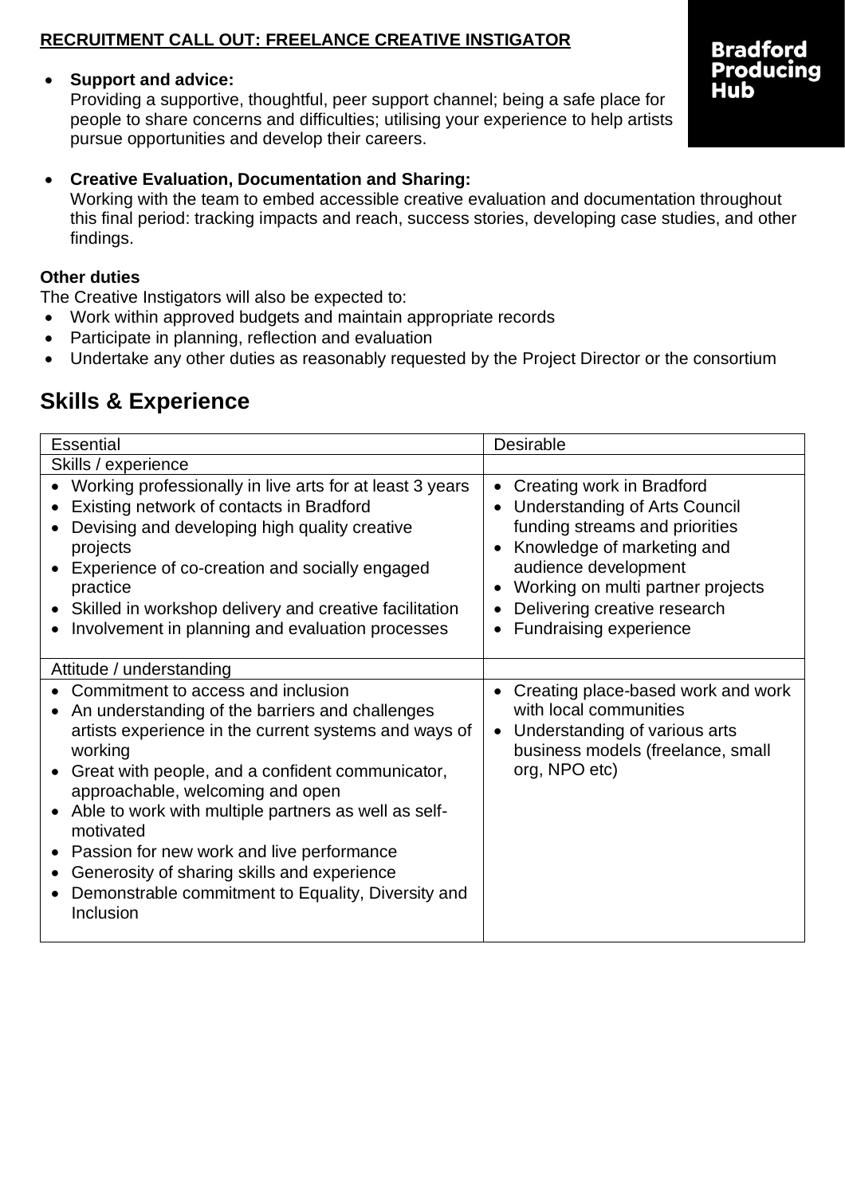**RECRUITMENT CALL OUT: FREELANCE CREATIVE INSTIGATOR**

**Bradford Producing Hub**

- **Support and advice:**
  Providing a supportive, thoughtful, peer support channel; being a safe place for people to share concerns and difficulties; utilising your experience to help artists pursue opportunities and develop their careers.

- **Creative Evaluation, Documentation and Sharing:**
  Working with the team to embed accessible creative evaluation and documentation throughout this final period: tracking impacts and reach, success stories, developing case studies, and other findings.

**Other duties**

The Creative Instigators will also be expected to:

- Work within approved budgets and maintain appropriate records
- Participate in planning, reflection and evaluation
- Undertake any other duties as reasonably requested by the Project Director or the consortium

## Skills & Experience

| Essential | Desirable |
|---|---|
| Skills / experience | |
| • Working professionally in live arts for at least 3 years<br>• Existing network of contacts in Bradford<br>• Devising and developing high quality creative projects<br>• Experience of co-creation and socially engaged practice<br>• Skilled in workshop delivery and creative facilitation<br>• Involvement in planning and evaluation processes | • Creating work in Bradford<br>• Understanding of Arts Council funding streams and priorities<br>• Knowledge of marketing and audience development<br>• Working on multi partner projects<br>• Delivering creative research<br>• Fundraising experience |
| Attitude / understanding | |
| • Commitment to access and inclusion<br>• An understanding of the barriers and challenges artists experience in the current systems and ways of working<br>• Great with people, and a confident communicator, approachable, welcoming and open<br>• Able to work with multiple partners as well as self-motivated<br>• Passion for new work and live performance<br>• Generosity of sharing skills and experience<br>• Demonstrable commitment to Equality, Diversity and Inclusion | • Creating place-based work and work with local communities<br>• Understanding of various arts business models (freelance, small org, NPO etc) |